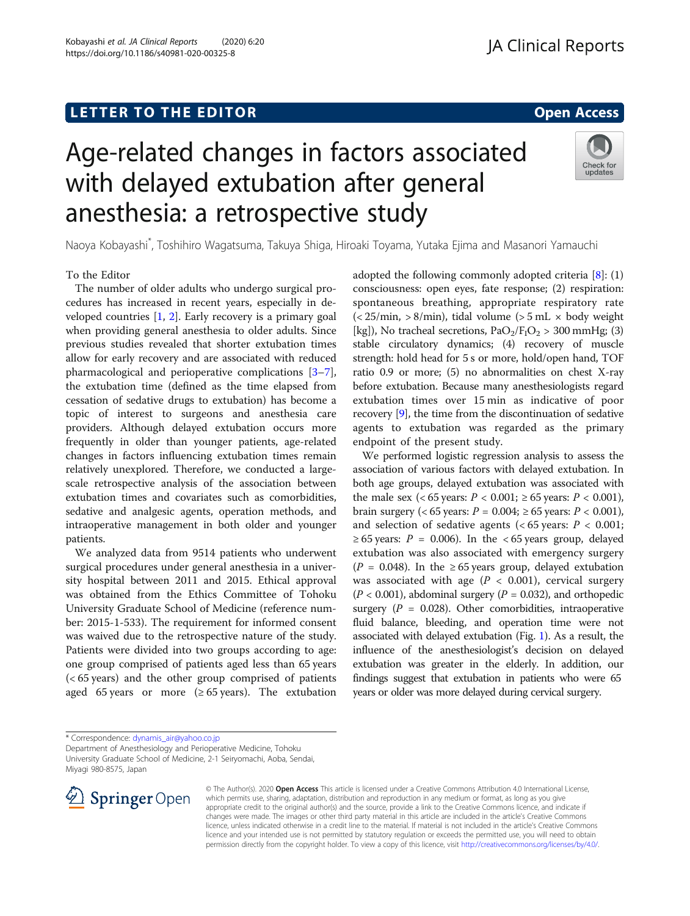LETTER TO THE EDITOR

Open Access

# Age-related changes in factors associated with delayed extubation after general anesthesia: a retrospective study

Naoya Kobayashi*, Toshihiro Wagatsuma, Takuya Shiga, Hiroaki Toyama, Yutaka Ejima and Masanori Yamauchi

To the Editor

The number of older adults who undergo surgical procedures has increased in recent years, especially in developed countries [1, 2]. Early recovery is a primary goal when providing general anesthesia to older adults. Since previous studies revealed that shorter extubation times allow for early recovery and are associated with reduced pharmacological and perioperative complications [3–7], the extubation time (defined as the time elapsed from cessation of sedative drugs to extubation) has become a topic of interest to surgeons and anesthesia care providers. Although delayed extubation occurs more frequently in older than younger patients, age-related changes in factors influencing extubation times remain relatively unexplored. Therefore, we conducted a large-scale retrospective analysis of the association between extubation times and covariates such as comorbidities, sedative and analgesic agents, operation methods, and intraoperative management in both older and younger patients.

We analyzed data from 9514 patients who underwent surgical procedures under general anesthesia in a university hospital between 2011 and 2015. Ethical approval was obtained from the Ethics Committee of Tohoku University Graduate School of Medicine (reference number: 2015-1-533). The requirement for informed consent was waived due to the retrospective nature of the study. Patients were divided into two groups according to age: one group comprised of patients aged less than 65 years (< 65 years) and the other group comprised of patients aged 65 years or more (≥ 65 years). The extubation adopted the following commonly adopted criteria [8]: (1) consciousness: open eyes, fate response; (2) respiration: spontaneous breathing, appropriate respiratory rate (< 25/min, > 8/min), tidal volume (> 5 mL × body weight [kg]), No tracheal secretions, $PaO_2/F_IO_2$ > 300 mmHg; (3) stable circulatory dynamics; (4) recovery of muscle strength: hold head for 5 s or more, hold/open hand, TOF ratio 0.9 or more; (5) no abnormalities on chest X-ray before extubation. Because many anesthesiologists regard extubation times over 15 min as indicative of poor recovery [9], the time from the discontinuation of sedative agents to extubation was regarded as the primary endpoint of the present study.

We performed logistic regression analysis to assess the association of various factors with delayed extubation. In both age groups, delayed extubation was associated with the male sex (< 65 years: $P < 0.001$; ≥ 65 years: $P < 0.001$), brain surgery (< 65 years: $P = 0.004$; ≥ 65 years: $P < 0.001$), and selection of sedative agents (< 65 years: $P < 0.001$; ≥ 65 years: $P = 0.006$). In the < 65 years group, delayed extubation was also associated with emergency surgery ($P = 0.048$). In the ≥ 65 years group, delayed extubation was associated with age ($P < 0.001$), cervical surgery ($P < 0.001$), abdominal surgery ($P = 0.032$), and orthopedic surgery ($P = 0.028$). Other comorbidities, intraoperative fluid balance, bleeding, and operation time were not associated with delayed extubation (Fig. 1). As a result, the influence of the anesthesiologist's decision on delayed extubation was greater in the elderly. In addition, our findings suggest that extubation in patients who were 65 years or older was more delayed during cervical surgery.

* Correspondence: dynamis_air@yahoo.co.jp
Department of Anesthesiology and Perioperative Medicine, Tohoku University Graduate School of Medicine, 2-1 Seiryomachi, Aoba, Sendai, Miyagi 980-8575, Japan

© The Author(s). 2020 **Open Access** This article is licensed under a Creative Commons Attribution 4.0 International License, which permits use, sharing, adaptation, distribution and reproduction in any medium or format, as long as you give appropriate credit to the original author(s) and the source, provide a link to the Creative Commons licence, and indicate if changes were made. The images or other third party material in this article are included in the article's Creative Commons licence, unless indicated otherwise in a credit line to the material. If material is not included in the article's Creative Commons licence and your intended use is not permitted by statutory regulation or exceeds the permitted use, you will need to obtain permission directly from the copyright holder. To view a copy of this licence, visit http://creativecommons.org/licenses/by/4.0/.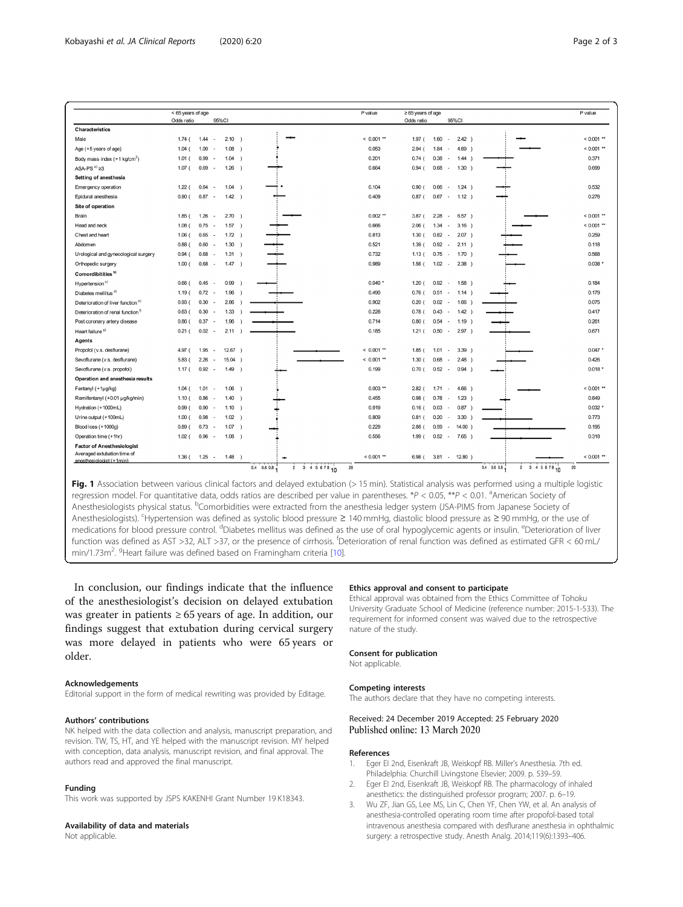| | < 65 years of age | | P value | ≥ 65 years of age | | P value |
|---|---|---|---|---|---|---|
| | Odds ratio | 95%CI | | Odds ratio | 95%CI | |
| **Characteristics** | | | | | | |
| Male | 1.74 | ( 1.44 - 2.10 ) | < 0.001 ** | 1.97 | ( 1.60 - 2.42 ) | < 0.001 ** |
| Age (+5 years of age) | 1.04 | ( 1.00 - 1.08 ) | 0.053 | 2.94 | ( 1.84 - 4.69 ) | < 0.001 ** |
| Body mass index (+1 kg/cm²) | 1.01 | ( 0.99 - 1.04 ) | 0.201 | 0.74 | ( 0.38 - 1.44 ) | 0.371 |
| ASA-PS [a] ≥3 | 1.07 | ( 0.69 - 1.26 ) | 0.664 | 0.94 | ( 0.68 - 1.30 ) | 0.699 |
| **Setting of anesthesia** | | | | | | |
| Emergency operation | 1.22 | ( 0.84 - 1.04 ) | 0.104 | 0.90 | ( 0.66 - 1.24 ) | 0.532 |
| Epidural anesthesia | 0.90 | ( 0.87 - 1.42 ) | 0.409 | 0.87 | ( 0.67 - 1.12 ) | 0.276 |
| **Site of operation** | | | | | | |
| Brain | 1.85 | ( 1.26 - 2.70 ) | 0.002 ** | 3.87 | ( 2.28 - 6.57 ) | < 0.001 ** |
| Head and neck | 1.08 | ( 0.75 - 1.57 ) | 0.666 | 2.06 | ( 1.34 - 3.16 ) | < 0.001 ** |
| Chest and heart | 1.06 | ( 0.65 - 1.72 ) | 0.813 | 1.30 | ( 0.82 - 2.07 ) | 0.259 |
| Abdomen | 0.88 | ( 0.60 - 1.30 ) | 0.521 | 1.39 | ( 0.92 - 2.11 ) | 0.118 |
| Urological and gynecological surgery | 0.94 | ( 0.68 - 1.31 ) | 0.732 | 1.13 | ( 0.75 - 1.70 ) | 0.568 |
| Orthopedic surgery | 1.00 | ( 0.68 - 1.47 ) | 0.989 | 1.56 | ( 1.02 - 2.38 ) | 0.038 * |
| **Comordibitities [b]** | | | | | | |
| Hypertension [c] | 0.66 | ( 0.45 - 0.99 ) | 0.040 * | 1.20 | ( 0.92 - 1.58 ) | 0.184 |
| Diabetes mellitus [d] | 1.19 | ( 0.72 - 1.96 ) | 0.490 | 0.76 | ( 0.51 - 1.14 ) | 0.179 |
| Deterioration of liver function [e] | 0.93 | ( 0.30 - 2.86 ) | 0.902 | 0.20 | ( 0.02 - 1.65 ) | 0.075 |
| Deterioration of renal function [f] | 0.63 | ( 0.30 - 1.33 ) | 0.228 | 0.78 | ( 0.43 - 1.42 ) | 0.417 |
| Post coronary artery disease | 0.86 | ( 0.37 - 1.96 ) | 0.714 | 0.80 | ( 0.54 - 1.19 ) | 0.261 |
| Heart failure [g] | 0.21 | ( 0.02 - 2.11 ) | 0.185 | 1.21 | ( 0.50 - 2.97 ) | 0.671 |
| **Agents** | | | | | | |
| Propofol (v.s. desflurane) | 4.97 | ( 1.95 - 12.67 ) | < 0.001 ** | 1.85 | ( 1.01 - 3.39 ) | 0.047 * |
| Sevoflurane (v.s. desflurane) | 5.83 | ( 2.26 - 15.04 ) | < 0.001 ** | 1.30 | ( 0.68 - 2.48 ) | 0.426 |
| Sevoflurane (v.s. propofol) | 1.17 | ( 0.92 - 1.49 ) | 0.199 | 0.70 | ( 0.52 - 0.94 ) | 0.018 * |
| **Operation and anesthesia results** | | | | | | |
| Fentanyl (+1μg/kg) | 1.04 | ( 1.01 - 1.06 ) | 0.003 ** | 2.82 | ( 1.71 - 4.66 ) | < 0.001 ** |
| Remifentanyl (+0.01 μg/kg/min) | 1.10 | ( 0.86 - 1.40 ) | 0.455 | 0.98 | ( 0.78 - 1.23 ) | 0.849 |
| Hydration (+1000mL) | 0.99 | ( 0.90 - 1.10 ) | 0.919 | 0.16 | ( 0.03 - 0.87 ) | 0.032 * |
| Urine output (+100mL) | 1.00 | ( 0.98 - 1.02 ) | 0.809 | 0.81 | ( 0.20 - 3.30 ) | 0.773 |
| Blood loss (+1000g) | 0.89 | ( 0.73 - 1.07 ) | 0.229 | 2.88 | ( 0.59 - 14.00 ) | 0.195 |
| Operation time (+1hr) | 1.02 | ( 0.96 - 1.08 ) | 0.556 | 1.99 | ( 0.52 - 7.65 ) | 0.318 |
| **Factor of Anesthesiologist** | | | | | | |
| Averaged extubation time of anesthesiologist (+1min) | 1.36 | ( 1.25 - 1.48 ) | < 0.001 ** | 6.98 | ( 3.81 - 12.80 ) | < 0.001 ** |

**Fig. 1** Association between various clinical factors and delayed extubation (> 15 min). Statistical analysis was performed using a multiple logistic regression model. For quantitative data, odds ratios are described per value in parentheses. *$P < 0.05$, **$P < 0.01$. [a]American Society of Anesthesiologists physical status. [b]Comorbidities were extracted from the anesthesia ledger system (JSA-PIMS from Japanese Society of Anesthesiologists). [c]Hypertension was defined as systolic blood pressure ≥ 140 mmHg, diastolic blood pressure as ≥ 90 mmHg, or the use of medications for blood pressure control. [d]Diabetes mellitus was defined as the use of oral hypoglycemic agents or insulin. [e]Deterioration of liver function was defined as AST >32, ALT >37, or the presence of cirrhosis. [f]Deterioration of renal function was defined as estimated GFR < 60 mL/min/1.73m². [g]Heart failure was defined based on Framingham criteria [10].

In conclusion, our findings indicate that the influence of the anesthesiologist's decision on delayed extubation was greater in patients ≥ 65 years of age. In addition, our findings suggest that extubation during cervical surgery was more delayed in patients who were 65 years or older.

#### Acknowledgements

Editorial support in the form of medical rewriting was provided by Editage.

#### Authors' contributions

NK helped with the data collection and analysis, manuscript preparation, and revision. TW, TS, HT, and YE helped with the manuscript revision. MY helped with conception, data analysis, manuscript revision, and final approval. The authors read and approved the final manuscript.

#### Funding

This work was supported by JSPS KAKENHI Grant Number 19 K18343.

#### Availability of data and materials

Not applicable.

#### Ethics approval and consent to participate

Ethical approval was obtained from the Ethics Committee of Tohoku University Graduate School of Medicine (reference number: 2015-1-533). The requirement for informed consent was waived due to the retrospective nature of the study.

#### Consent for publication

Not applicable.

#### Competing interests

The authors declare that they have no competing interests.

Received: 24 December 2019 Accepted: 25 February 2020
Published online: 13 March 2020

#### References

1. Eger EI 2nd, Eisenkraft JB, Weiskopf RB. Miller's Anesthesia. 7th ed. Philadelphia: Churchill Livingstone Elsevier; 2009. p. 539–59.
2. Eger EI 2nd, Eisenkraft JB, Weiskopf RB. The pharmacology of inhaled anesthetics: the distinguished professor program; 2007. p. 6–19.
3. Wu ZF, Jian GS, Lee MS, Lin C, Chen YF, Chen YW, et al. An analysis of anesthesia-controlled operating room time after propofol-based total intravenous anesthesia compared with desflurane anesthesia in ophthalmic surgery: a retrospective study. Anesth Analg. 2014;119(6):1393–406.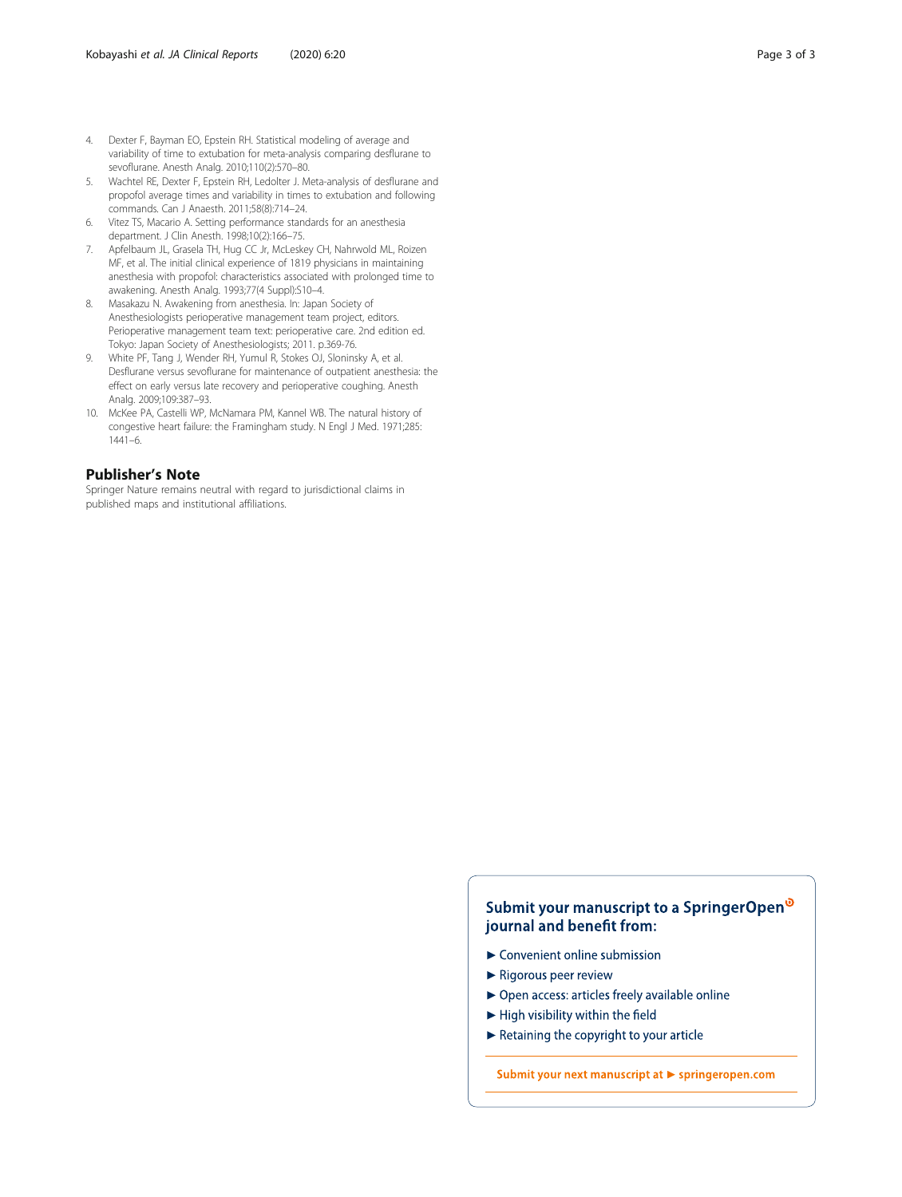4. Dexter F, Bayman EO, Epstein RH. Statistical modeling of average and variability of time to extubation for meta-analysis comparing desflurane to sevoflurane. Anesth Analg. 2010;110(2):570–80.
5. Wachtel RE, Dexter F, Epstein RH, Ledolter J. Meta-analysis of desflurane and propofol average times and variability in times to extubation and following commands. Can J Anaesth. 2011;58(8):714–24.
6. Vitez TS, Macario A. Setting performance standards for an anesthesia department. J Clin Anesth. 1998;10(2):166–75.
7. Apfelbaum JL, Grasela TH, Hug CC Jr, McLeskey CH, Nahrwold ML, Roizen MF, et al. The initial clinical experience of 1819 physicians in maintaining anesthesia with propofol: characteristics associated with prolonged time to awakening. Anesth Analg. 1993;77(4 Suppl):S10–4.
8. Masakazu N. Awakening from anesthesia. In: Japan Society of Anesthesiologists perioperative management team project, editors. Perioperative management team text: perioperative care. 2nd edition ed. Tokyo: Japan Society of Anesthesiologists; 2011. p.369-76.
9. White PF, Tang J, Wender RH, Yumul R, Stokes OJ, Sloninsky A, et al. Desflurane versus sevoflurane for maintenance of outpatient anesthesia: the effect on early versus late recovery and perioperative coughing. Anesth Analg. 2009;109:387–93.
10. McKee PA, Castelli WP, McNamara PM, Kannel WB. The natural history of congestive heart failure: the Framingham study. N Engl J Med. 1971;285:1441–6.

## Publisher's Note

Springer Nature remains neutral with regard to jurisdictional claims in published maps and institutional affiliations.

**Submit your manuscript to a SpringerOpen journal and benefit from:**

- ► Convenient online submission
- ► Rigorous peer review
- ► Open access: articles freely available online
- ► High visibility within the field
- ► Retaining the copyright to your article

**Submit your next manuscript at ► springeropen.com**